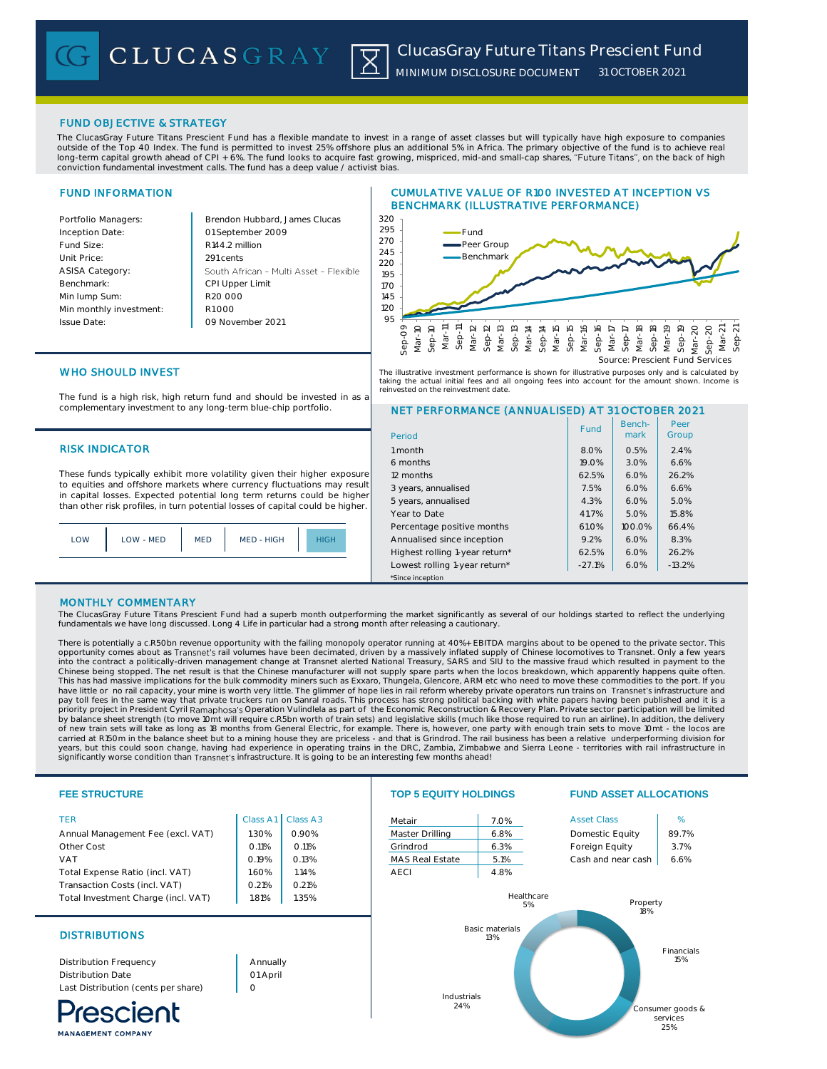# ClucasGray Future Titans Prescient Fund

MINIMUM DISCLOSURE DOCUMENT 31 OCTOBER 2021

## FUND OBJECTIVE & STRATEGY

The ClucasGray Future Titans Prescient Fund has a flexible mandate to invest in a range of asset classes but will typically have high exposure to companies outside of the Top 40 Index. The fund is permitted to invest 25% offshore plus an additional 5% in Africa. The primary objective of the fund is to achieve real long-term capital growth ahead of CPI + 6%. The fund looks to acquire fast growing, mispriced, mid-and small-cap shares, "Future Titans", on the back of high conviction fundamental investment calls. The fund has a deep value / activist bias.

## FUND INFORMATION

| | |
|---|---|
| Portfolio Managers: | Brendon Hubbard, James Clucas |
| Inception Date: | 01 September 2009 |
| Fund Size: | R144.2 million |
| Unit Price: | 291 cents |
| ASISA Category: | South African - Multi Asset - Flexible |
| Benchmark: | CPI Upper Limit |
| Min lump Sum: | R20 000 |
| Min monthly investment: | R1 000 |
| Issue Date: | 09 November 2021 |

## CUMULATIVE VALUE OF R100 INVESTED AT INCEPTION VS BENCHMARK (ILLUSTRATIVE PERFORMANCE)

Source: Prescient Fund Services

The illustrative investment performance is shown for illustrative purposes only and is calculated by taking the actual initial fees and all ongoing fees into account for the amount shown. Income is reinvested on the reinvestment date.

## WHO SHOULD INVEST

The fund is a high risk, high return fund and should be invested in as a complementary investment to any long-term blue-chip portfolio.

## RISK INDICATOR

These funds typically exhibit more volatility given their higher exposure to equities and offshore markets where currency fluctuations may result in capital losses. Expected potential long term returns could be higher than other risk profiles, in turn potential losses of capital could be higher.

| LOW | LOW - MED | MED | MED - HIGH | **HIGH** |
|---|---|---|---|---|

## NET PERFORMANCE (ANNUALISED) AT 31 OCTOBER 2021

| Period | Fund | Benchmark | Peer Group |
|---|---|---|---|
| 1 month | 8.0% | 0.5% | 2.4% |
| 6 months | 19.0% | 3.0% | 6.6% |
| 12 months | 62.5% | 6.0% | 26.2% |
| 3 years, annualised | 7.5% | 6.0% | 6.6% |
| 5 years, annualised | 4.3% | 6.0% | 5.0% |
| Year to Date | 41.7% | 5.0% | 15.8% |
| Percentage positive months | 61.0% | 100.0% | 66.4% |
| Annualised since inception | 9.2% | 6.0% | 8.3% |
| Highest rolling 1-year return* | 62.5% | 6.0% | 26.2% |
| Lowest rolling 1-year return* | -27.1% | 6.0% | -13.2% |

*Since inception

## MONTHLY COMMENTARY

The ClucasGray Future Titans Prescient Fund had a superb month outperforming the market significantly as several of our holdings started to reflect the underlying fundamentals we have long discussed. Long 4 Life in particular had a strong month after releasing a cautionary.

There is potentially a c.R50bn revenue opportunity with the failing monopoly operator running at 40%+ EBITDA margins about to be opened to the private sector. This opportunity comes about as Transnet's rail volumes have been decimated, driven by a massively inflated supply of Chinese locomotives to Transnet. Only a few years into the contract a politically-driven management change at Transnet alerted National Treasury, SARS and SIU to the massive fraud which resulted in payment to the Chinese being stopped. The net result is that the Chinese manufacturer will not supply spare parts when the locos breakdown, which apparently happens quite often. This has had massive implications for the bulk commodity miners such as Exxaro, Thungela, Glencore, ARM etc who need to move these commodities to the port. If you have little or no rail capacity, your mine is worth very little. The glimmer of hope lies in rail reform whereby private operators run trains on Transnet's infrastructure and pay toll fees in the same way that private truckers run on Sanral roads. This process has strong political backing with white papers having been published and it is a priority project in President Cyril Ramaphosa's Operation Vulindlela as part of the Economic Reconstruction & Recovery Plan. Private sector participation will be limited by balance sheet strength (to move 10mt will require c.R5bn worth of train sets) and legislative skills (much like those required to run an airline). In addition, the delivery of new train sets will take as long as 18 months from General Electric, for example. There is, however, one party with enough train sets to move 10mt - the locos are carried at R150m in the balance sheet but to a mining house they are priceless - and that is Grindrod. The rail business has been a relative underperforming division for years, but this could soon change, having had experience in operating trains in the DRC, Zambia, Zimbabwe and Sierra Leone - territories with rail infrastructure in significantly worse condition than Transnet's infrastructure. It is going to be an interesting few months ahead!

## FEE STRUCTURE

| TER | Class A1 | Class A3 |
|---|---|---|
| Annual Management Fee (excl. VAT) | 1.30% | 0.90% |
| Other Cost | 0.11% | 0.11% |
| VAT | 0.19% | 0.13% |
| Total Expense Ratio (incl. VAT) | 1.60% | 1.14% |
| Transaction Costs (incl. VAT) | 0.21% | 0.21% |
| Total Investment Charge (incl. VAT) | 1.81% | 1.35% |

## TOP 5 EQUITY HOLDINGS

| | |
|---|---|
| Metair | 7.0% |
| Master Drilling | 6.8% |
| Grindrod | 6.3% |
| MAS Real Estate | 5.1% |
| AECI | 4.8% |

## FUND ASSET ALLOCATIONS

| Asset Class | % |
|---|---|
| Domestic Equity | 89.7% |
| Foreign Equity | 3.7% |
| Cash and near cash | 6.6% |

| Sector | % |
|---|---|
| Healthcare | 5% |
| Property | 18% |
| Financials | 15% |
| Consumer goods & services | 25% |
| Industrials | 24% |
| Basic materials | 13% |

## DISTRIBUTIONS

| | |
|---|---|
| Distribution Frequency | Annually |
| Distribution Date | 01 April |
| Last Distribution (cents per share) | 0 |

Prescient MANAGEMENT COMPANY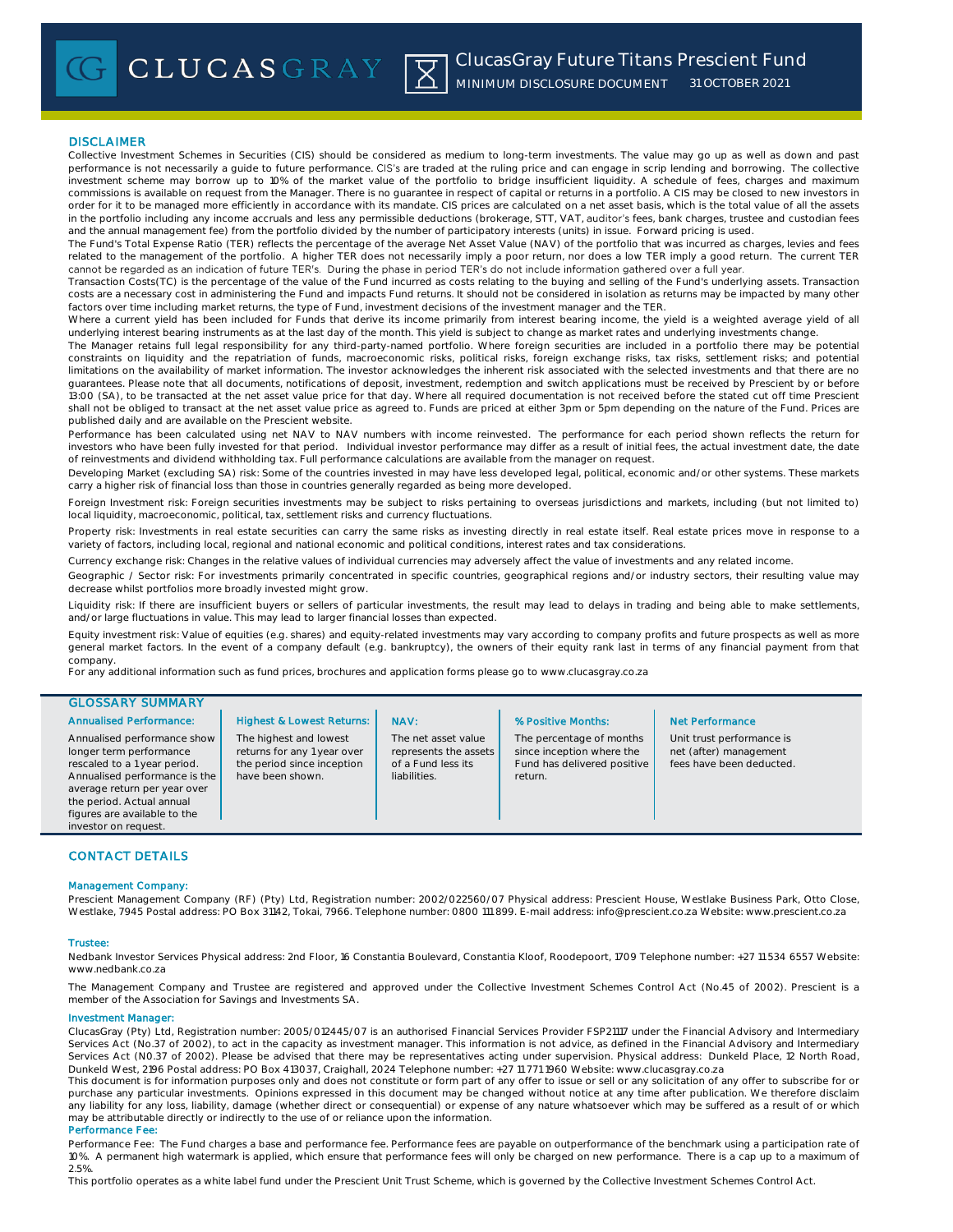# ClucasGray Future Titans Prescient Fund

MINIMUM DISCLOSURE DOCUMENT 31 OCTOBER 2021

## DISCLAIMER

Collective Investment Schemes in Securities (CIS) should be considered as medium to long-term investments. The value may go up as well as down and past performance is not necessarily a guide to future performance. CIS's are traded at the ruling price and can engage in scrip lending and borrowing. The collective investment scheme may borrow up to 10% of the market value of the portfolio to bridge insufficient liquidity. A schedule of fees, charges and maximum commissions is available on request from the Manager. There is no guarantee in respect of capital or returns in a portfolio. A CIS may be closed to new investors in order for it to be managed more efficiently in accordance with its mandate. CIS prices are calculated on a net asset basis, which is the total value of all the assets in the portfolio including any income accruals and less any permissible deductions (brokerage, STT, VAT, auditor's fees, bank charges, trustee and custodian fees and the annual management fee) from the portfolio divided by the number of participatory interests (units) in issue. Forward pricing is used.

The Fund's Total Expense Ratio (TER) reflects the percentage of the average Net Asset Value (NAV) of the portfolio that was incurred as charges, levies and fees related to the management of the portfolio. A higher TER does not necessarily imply a poor return, nor does a low TER imply a good return. The current TER cannot be regarded as an indication of future TER's. During the phase in period TER's do not include information gathered over a full year.

Transaction Costs(TC) is the percentage of the value of the Fund incurred as costs relating to the buying and selling of the Fund's underlying assets. Transaction costs are a necessary cost in administering the Fund and impacts Fund returns. It should not be considered in isolation as returns may be impacted by many other factors over time including market returns, the type of Fund, investment decisions of the investment manager and the TER.

Where a current yield has been included for Funds that derive its income primarily from interest bearing income, the yield is a weighted average yield of all underlying interest bearing instruments as at the last day of the month. This yield is subject to change as market rates and underlying investments change.

The Manager retains full legal responsibility for any third-party-named portfolio. Where foreign securities are included in a portfolio there may be potential constraints on liquidity and the repatriation of funds, macroeconomic risks, political risks, foreign exchange risks, tax risks, settlement risks; and potential limitations on the availability of market information. The investor acknowledges the inherent risk associated with the selected investments and that there are no guarantees. Please note that all documents, notifications of deposit, investment, redemption and switch applications must be received by Prescient by or before 13:00 (SA), to be transacted at the net asset value price for that day. Where all required documentation is not received before the stated cut off time Prescient shall not be obliged to transact at the net asset value price as agreed to. Funds are priced at either 3pm or 5pm depending on the nature of the Fund. Prices are published daily and are available on the Prescient website.

Performance has been calculated using net NAV to NAV numbers with income reinvested. The performance for each period shown reflects the return for investors who have been fully invested for that period. Individual investor performance may differ as a result of initial fees, the actual investment date, the date of reinvestments and dividend withholding tax. Full performance calculations are available from the manager on request.

Developing Market (excluding SA) risk: Some of the countries invested in may have less developed legal, political, economic and/or other systems. These markets carry a higher risk of financial loss than those in countries generally regarded as being more developed.

Foreign Investment risk: Foreign securities investments may be subject to risks pertaining to overseas jurisdictions and markets, including (but not limited to) local liquidity, macroeconomic, political, tax, settlement risks and currency fluctuations.

Property risk: Investments in real estate securities can carry the same risks as investing directly in real estate itself. Real estate prices move in response to a variety of factors, including local, regional and national economic and political conditions, interest rates and tax considerations.

Currency exchange risk: Changes in the relative values of individual currencies may adversely affect the value of investments and any related income.

Geographic / Sector risk: For investments primarily concentrated in specific countries, geographical regions and/or industry sectors, their resulting value may decrease whilst portfolios more broadly invested might grow.

Liquidity risk: If there are insufficient buyers or sellers of particular investments, the result may lead to delays in trading and being able to make settlements, and/or large fluctuations in value. This may lead to larger financial losses than expected.

Equity investment risk: Value of equities (e.g. shares) and equity-related investments may vary according to company profits and future prospects as well as more general market factors. In the event of a company default (e.g. bankruptcy), the owners of their equity rank last in terms of any financial payment from that company.

For any additional information such as fund prices, brochures and application forms please go to www.clucasgray.co.za

## GLOSSARY SUMMARY

**Annualised Performance:** Annualised performance show longer term performance rescaled to a 1 year period. Annualised performance is the average return per year over the period. Actual annual figures are available to the investor on request.

**Highest & Lowest Returns:** The highest and lowest returns for any 1 year over the period since inception have been shown.

**NAV:** The net asset value represents the assets of a Fund less its liabilities.

**% Positive Months:** The percentage of months since inception where the Fund has delivered positive return.

**Net Performance:** Unit trust performance is net (after) management fees have been deducted.

## CONTACT DETAILS

### Management Company:

Prescient Management Company (RF) (Pty) Ltd, Registration number: 2002/022560/07 Physical address: Prescient House, Westlake Business Park, Otto Close, Westlake, 7945 Postal address: PO Box 31142, Tokai, 7966. Telephone number: 0800 111 899. E-mail address: info@prescient.co.za Website: www.prescient.co.za

### Trustee:

Nedbank Investor Services Physical address: 2nd Floor, 16 Constantia Boulevard, Constantia Kloof, Roodepoort, 1709 Telephone number: +27 11 534 6557 Website: www.nedbank.co.za

The Management Company and Trustee are registered and approved under the Collective Investment Schemes Control Act (No.45 of 2002). Prescient is a member of the Association for Savings and Investments SA.

### Investment Manager:

ClucasGray (Pty) Ltd, Registration number: 2005/012445/07 is an authorised Financial Services Provider FSP21117 under the Financial Advisory and Intermediary Services Act (No.37 of 2002), to act in the capacity as investment manager. This information is not advice, as defined in the Financial Advisory and Intermediary Services Act (N0.37 of 2002). Please be advised that there may be representatives acting under supervision. Physical address: Dunkeld Place, 12 North Road, Dunkeld West, 2196 Postal address: PO Box 413037, Craighall, 2024 Telephone number: +27 11 771 1960 Website: www.clucasgray.co.za

This document is for information purposes only and does not constitute or form part of any offer to issue or sell or any solicitation of any offer to subscribe for or purchase any particular investments. Opinions expressed in this document may be changed without notice at any time after publication. We therefore disclaim any liability for any loss, liability, damage (whether direct or consequential) or expense of any nature whatsoever which may be suffered as a result of or which may be attributable directly or indirectly to the use of or reliance upon the information.

### Performance Fee:

Performance Fee: The Fund charges a base and performance fee. Performance fees are payable on outperformance of the benchmark using a participation rate of 10%. A permanent high watermark is applied, which ensure that performance fees will only be charged on new performance. There is a cap up to a maximum of 2.5%.

This portfolio operates as a white label fund under the Prescient Unit Trust Scheme, which is governed by the Collective Investment Schemes Control Act.